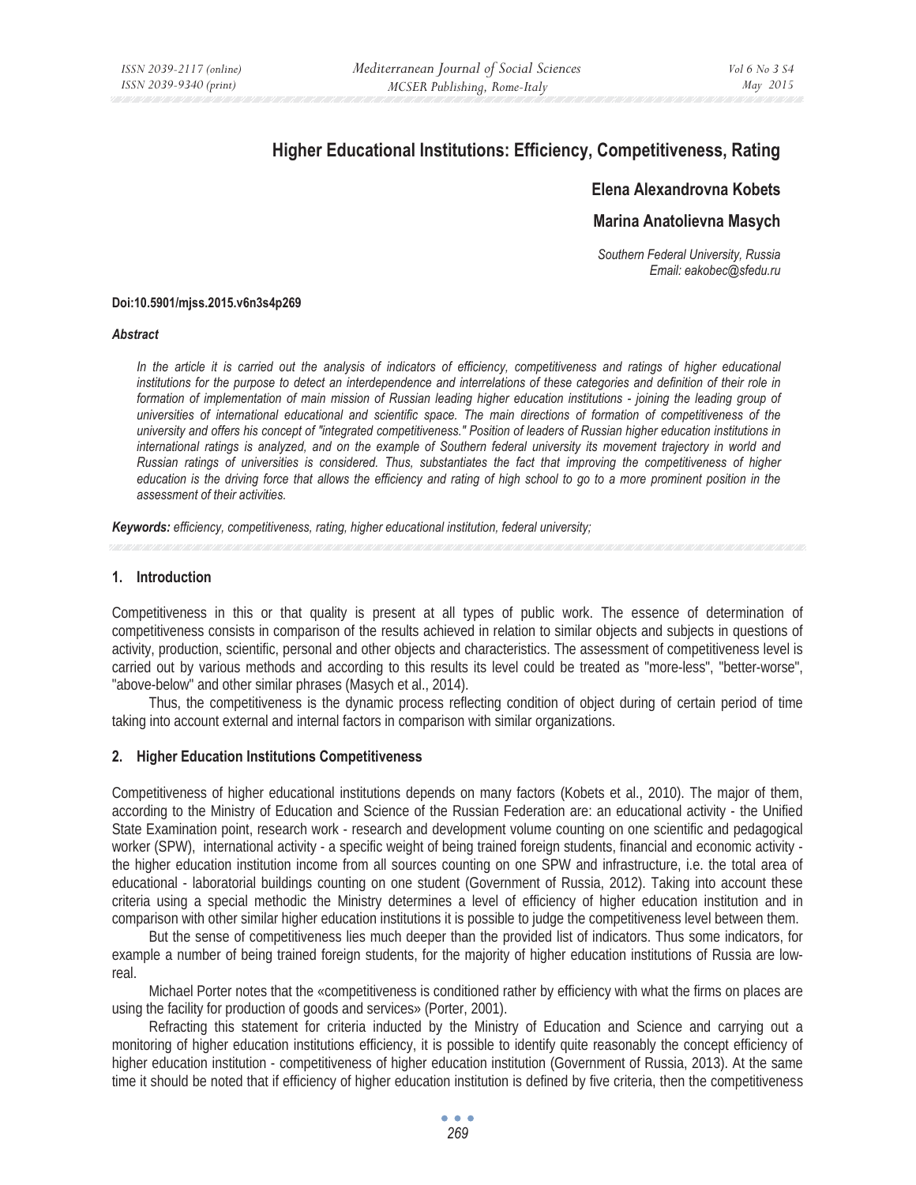# Higher Educational Institutions: Efficiency, Competitiveness, Rating

**Elena Alexandrovna Kobets**

**Marina Anatolievna Masych**

*Southern Federal University, Russia*
*Email: eakobec@sfedu.ru*

**Doi:10.5901/mjss.2015.v6n3s4p269**

***Abstract***

*In the article it is carried out the analysis of indicators of efficiency, competitiveness and ratings of higher educational institutions for the purpose to detect an interdependence and interrelations of these categories and definition of their role in formation of implementation of main mission of Russian leading higher education institutions - joining the leading group of universities of international educational and scientific space. The main directions of formation of competitiveness of the university and offers his concept of "integrated competitiveness." Position of leaders of Russian higher education institutions in international ratings is analyzed, and on the example of Southern federal university its movement trajectory in world and Russian ratings of universities is considered. Thus, substantiates the fact that improving the competitiveness of higher education is the driving force that allows the efficiency and rating of high school to go to a more prominent position in the assessment of their activities.*

***Keywords:*** *efficiency, competitiveness, rating, higher educational institution, federal university;*

## 1. Introduction

Competitiveness in this or that quality is present at all types of public work. The essence of determination of competitiveness consists in comparison of the results achieved in relation to similar objects and subjects in questions of activity, production, scientific, personal and other objects and characteristics. The assessment of competitiveness level is carried out by various methods and according to this results its level could be treated as "more-less", "better-worse", "above-below" and other similar phrases (Masych et al., 2014).

Thus, the competitiveness is the dynamic process reflecting condition of object during of certain period of time taking into account external and internal factors in comparison with similar organizations.

## 2. Higher Education Institutions Competitiveness

Competitiveness of higher educational institutions depends on many factors (Kobets et al., 2010). The major of them, according to the Ministry of Education and Science of the Russian Federation are: an educational activity - the Unified State Examination point, research work - research and development volume counting on one scientific and pedagogical worker (SPW), international activity - a specific weight of being trained foreign students, financial and economic activity - the higher education institution income from all sources counting on one SPW and infrastructure, i.e. the total area of educational - laboratorial buildings counting on one student (Government of Russia, 2012). Taking into account these criteria using a special methodic the Ministry determines a level of efficiency of higher education institution and in comparison with other similar higher education institutions it is possible to judge the competitiveness level between them.

But the sense of competitiveness lies much deeper than the provided list of indicators. Thus some indicators, for example a number of being trained foreign students, for the majority of higher education institutions of Russia are low-real.

Michael Porter notes that the «competitiveness is conditioned rather by efficiency with what the firms on places are using the facility for production of goods and services» (Porter, 2001).

Refracting this statement for criteria inducted by the Ministry of Education and Science and carrying out a monitoring of higher education institutions efficiency, it is possible to identify quite reasonably the concept efficiency of higher education institution - competitiveness of higher education institution (Government of Russia, 2013). At the same time it should be noted that if efficiency of higher education institution is defined by five criteria, then the competitiveness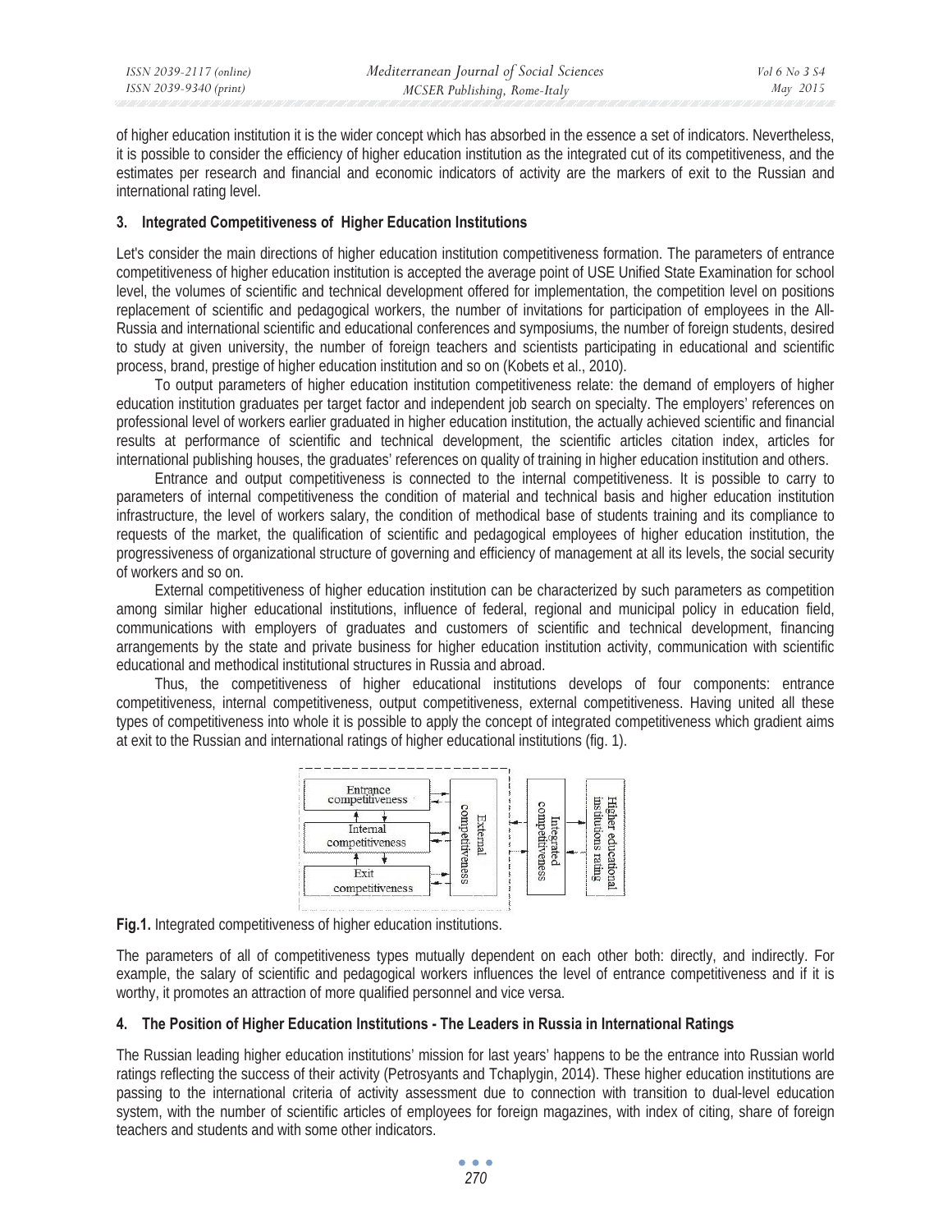of higher education institution it is the wider concept which has absorbed in the essence a set of indicators. Nevertheless, it is possible to consider the efficiency of higher education institution as the integrated cut of its competitiveness, and the estimates per research and financial and economic indicators of activity are the markers of exit to the Russian and international rating level.

## 3. Integrated Competitiveness of Higher Education Institutions

Let's consider the main directions of higher education institution competitiveness formation. The parameters of entrance competitiveness of higher education institution is accepted the average point of USE Unified State Examination for school level, the volumes of scientific and technical development offered for implementation, the competition level on positions replacement of scientific and pedagogical workers, the number of invitations for participation of employees in the All-Russia and international scientific and educational conferences and symposiums, the number of foreign students, desired to study at given university, the number of foreign teachers and scientists participating in educational and scientific process, brand, prestige of higher education institution and so on (Kobets et al., 2010).

To output parameters of higher education institution competitiveness relate: the demand of employers of higher education institution graduates per target factor and independent job search on specialty. The employers' references on professional level of workers earlier graduated in higher education institution, the actually achieved scientific and financial results at performance of scientific and technical development, the scientific articles citation index, articles for international publishing houses, the graduates' references on quality of training in higher education institution and others.

Entrance and output competitiveness is connected to the internal competitiveness. It is possible to carry to parameters of internal competitiveness the condition of material and technical basis and higher education institution infrastructure, the level of workers salary, the condition of methodical base of students training and its compliance to requests of the market, the qualification of scientific and pedagogical employees of higher education institution, the progressiveness of organizational structure of governing and efficiency of management at all its levels, the social security of workers and so on.

External competitiveness of higher education institution can be characterized by such parameters as competition among similar higher educational institutions, influence of federal, regional and municipal policy in education field, communications with employers of graduates and customers of scientific and technical development, financing arrangements by the state and private business for higher education institution activity, communication with scientific educational and methodical institutional structures in Russia and abroad.

Thus, the competitiveness of higher educational institutions develops of four components: entrance competitiveness, internal competitiveness, output competitiveness, external competitiveness. Having united all these types of competitiveness into whole it is possible to apply the concept of integrated competitiveness which gradient aims at exit to the Russian and international ratings of higher educational institutions (fig. 1).

Entrance competitiveness

Internal competitiveness

Exit competitiveness

External competitiveness

Integrated competitiveness

Higher educational institutions rating

**Fig.1.** Integrated competitiveness of higher education institutions.

The parameters of all of competitiveness types mutually dependent on each other both: directly, and indirectly. For example, the salary of scientific and pedagogical workers influences the level of entrance competitiveness and if it is worthy, it promotes an attraction of more qualified personnel and vice versa.

## 4. The Position of Higher Education Institutions - The Leaders in Russia in International Ratings

The Russian leading higher education institutions' mission for last years' happens to be the entrance into Russian world ratings reflecting the success of their activity (Petrosyants and Tchaplygin, 2014). These higher education institutions are passing to the international criteria of activity assessment due to connection with transition to dual-level education system, with the number of scientific articles of employees for foreign magazines, with index of citing, share of foreign teachers and students and with some other indicators.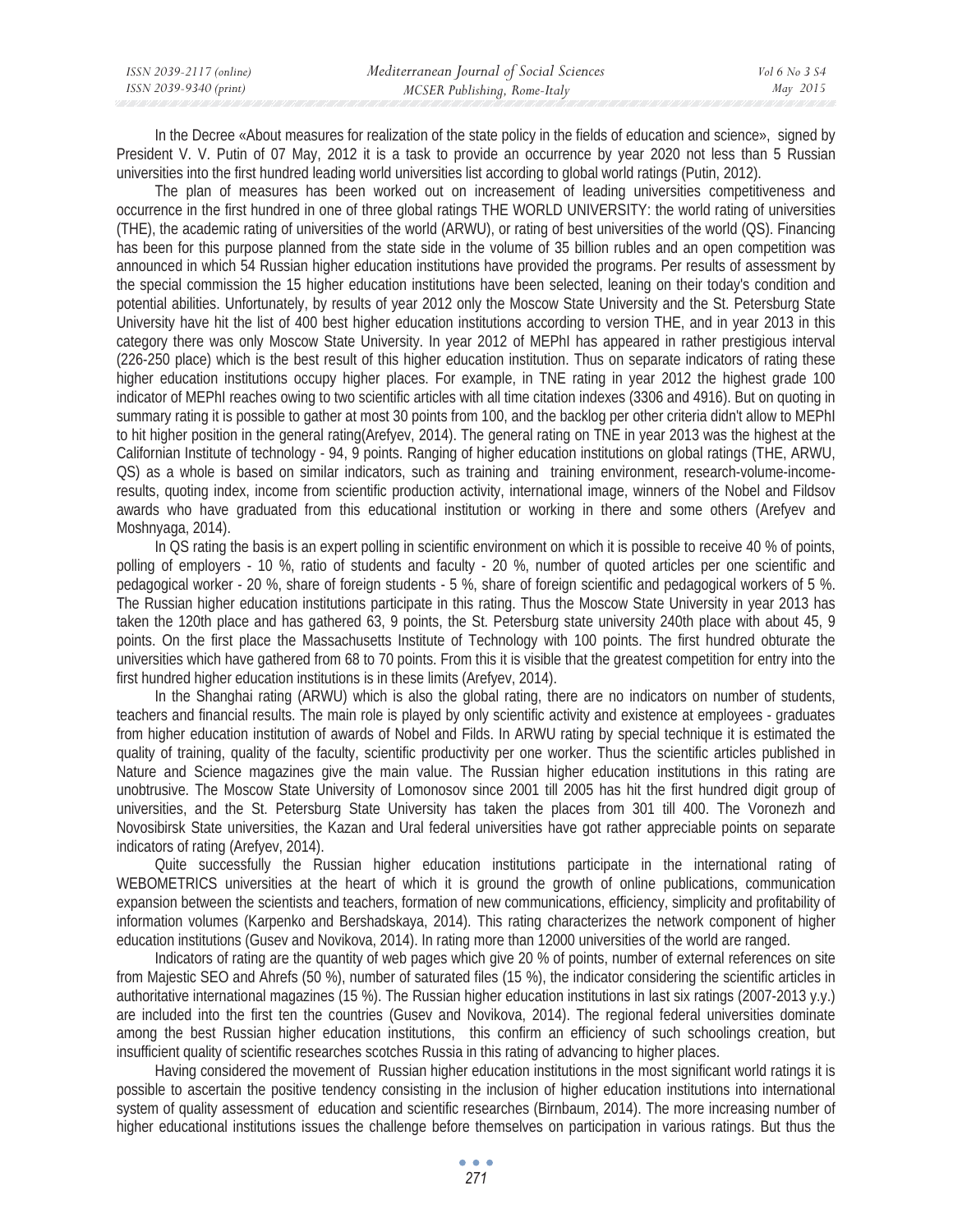In the Decree «About measures for realization of the state policy in the fields of education and science», signed by President V. V. Putin of 07 May, 2012 it is a task to provide an occurrence by year 2020 not less than 5 Russian universities into the first hundred leading world universities list according to global world ratings (Putin, 2012).

The plan of measures has been worked out on increasement of leading universities competitiveness and occurrence in the first hundred in one of three global ratings THE WORLD UNIVERSITY: the world rating of universities (THE), the academic rating of universities of the world (ARWU), or rating of best universities of the world (QS). Financing has been for this purpose planned from the state side in the volume of 35 billion rubles and an open competition was announced in which 54 Russian higher education institutions have provided the programs. Per results of assessment by the special commission the 15 higher education institutions have been selected, leaning on their today's condition and potential abilities. Unfortunately, by results of year 2012 only the Moscow State University and the St. Petersburg State University have hit the list of 400 best higher education institutions according to version THE, and in year 2013 in this category there was only Moscow State University. In year 2012 of MEPhI has appeared in rather prestigious interval (226-250 place) which is the best result of this higher education institution. Thus on separate indicators of rating these higher education institutions occupy higher places. For example, in TNE rating in year 2012 the highest grade 100 indicator of MEPhI reaches owing to two scientific articles with all time citation indexes (3306 and 4916). But on quoting in summary rating it is possible to gather at most 30 points from 100, and the backlog per other criteria didn't allow to MEPhI to hit higher position in the general rating(Arefyev, 2014). The general rating on TNE in year 2013 was the highest at the Californian Institute of technology - 94, 9 points. Ranging of higher education institutions on global ratings (THE, ARWU, QS) as a whole is based on similar indicators, such as training and training environment, research-volume-income-results, quoting index, income from scientific production activity, international image, winners of the Nobel and Fildsov awards who have graduated from this educational institution or working in there and some others (Arefyev and Moshnyaga, 2014).

In QS rating the basis is an expert polling in scientific environment on which it is possible to receive 40 % of points, polling of employers - 10 %, ratio of students and faculty - 20 %, number of quoted articles per one scientific and pedagogical worker - 20 %, share of foreign students - 5 %, share of foreign scientific and pedagogical workers of 5 %. The Russian higher education institutions participate in this rating. Thus the Moscow State University in year 2013 has taken the 120th place and has gathered 63, 9 points, the St. Petersburg state university 240th place with about 45, 9 points. On the first place the Massachusetts Institute of Technology with 100 points. The first hundred obturate the universities which have gathered from 68 to 70 points. From this it is visible that the greatest competition for entry into the first hundred higher education institutions is in these limits (Arefyev, 2014).

In the Shanghai rating (ARWU) which is also the global rating, there are no indicators on number of students, teachers and financial results. The main role is played by only scientific activity and existence at employees - graduates from higher education institution of awards of Nobel and Filds. In ARWU rating by special technique it is estimated the quality of training, quality of the faculty, scientific productivity per one worker. Thus the scientific articles published in Nature and Science magazines give the main value. The Russian higher education institutions in this rating are unobtrusive. The Moscow State University of Lomonosov since 2001 till 2005 has hit the first hundred digit group of universities, and the St. Petersburg State University has taken the places from 301 till 400. The Voronezh and Novosibirsk State universities, the Kazan and Ural federal universities have got rather appreciable points on separate indicators of rating (Arefyev, 2014).

Quite successfully the Russian higher education institutions participate in the international rating of WEBOMETRICS universities at the heart of which it is ground the growth of online publications, communication expansion between the scientists and teachers, formation of new communications, efficiency, simplicity and profitability of information volumes (Karpenko and Bershadskaya, 2014). This rating characterizes the network component of higher education institutions (Gusev and Novikova, 2014). In rating more than 12000 universities of the world are ranged.

Indicators of rating are the quantity of web pages which give 20 % of points, number of external references on site from Majestic SEO and Ahrefs (50 %), number of saturated files (15 %), the indicator considering the scientific articles in authoritative international magazines (15 %). The Russian higher education institutions in last six ratings (2007-2013 y.y.) are included into the first ten the countries (Gusev and Novikova, 2014). The regional federal universities dominate among the best Russian higher education institutions, this confirm an efficiency of such schoolings creation, but insufficient quality of scientific researches scotches Russia in this rating of advancing to higher places.

Having considered the movement of Russian higher education institutions in the most significant world ratings it is possible to ascertain the positive tendency consisting in the inclusion of higher education institutions into international system of quality assessment of education and scientific researches (Birnbaum, 2014). The more increasing number of higher educational institutions issues the challenge before themselves on participation in various ratings. But thus the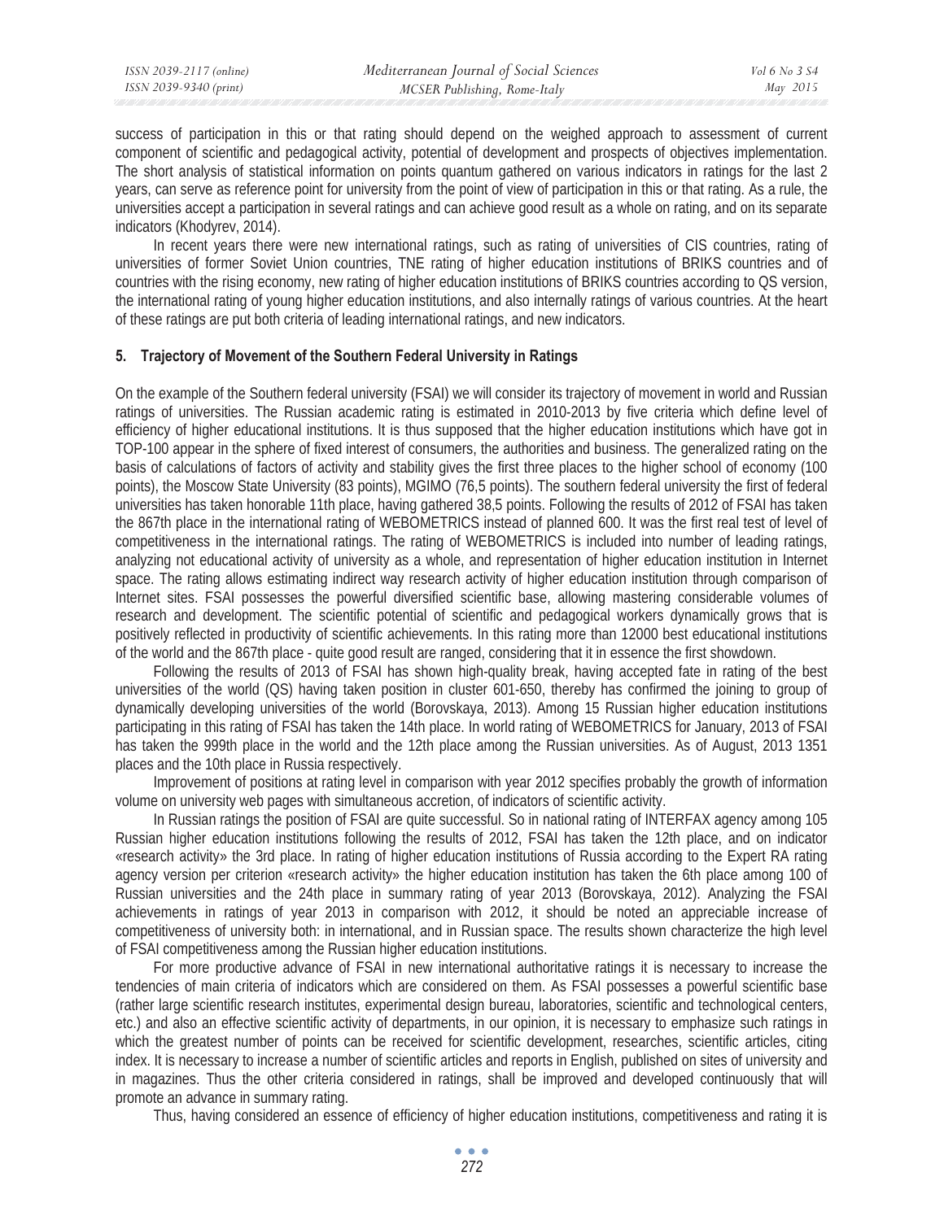success of participation in this or that rating should depend on the weighed approach to assessment of current component of scientific and pedagogical activity, potential of development and prospects of objectives implementation. The short analysis of statistical information on points quantum gathered on various indicators in ratings for the last 2 years, can serve as reference point for university from the point of view of participation in this or that rating. As a rule, the universities accept a participation in several ratings and can achieve good result as a whole on rating, and on its separate indicators (Khodyrev, 2014).

In recent years there were new international ratings, such as rating of universities of CIS countries, rating of universities of former Soviet Union countries, TNE rating of higher education institutions of BRIKS countries and of countries with the rising economy, new rating of higher education institutions of BRIKS countries according to QS version, the international rating of young higher education institutions, and also internally ratings of various countries. At the heart of these ratings are put both criteria of leading international ratings, and new indicators.

### 5. Trajectory of Movement of the Southern Federal University in Ratings

On the example of the Southern federal university (FSAI) we will consider its trajectory of movement in world and Russian ratings of universities. The Russian academic rating is estimated in 2010-2013 by five criteria which define level of efficiency of higher educational institutions. It is thus supposed that the higher education institutions which have got in TOP-100 appear in the sphere of fixed interest of consumers, the authorities and business. The generalized rating on the basis of calculations of factors of activity and stability gives the first three places to the higher school of economy (100 points), the Moscow State University (83 points), MGIMO (76,5 points). The southern federal university the first of federal universities has taken honorable 11th place, having gathered 38,5 points. Following the results of 2012 of FSAI has taken the 867th place in the international rating of WEBOMETRICS instead of planned 600. It was the first real test of level of competitiveness in the international ratings. The rating of WEBOMETRICS is included into number of leading ratings, analyzing not educational activity of university as a whole, and representation of higher education institution in Internet space. The rating allows estimating indirect way research activity of higher education institution through comparison of Internet sites. FSAI possesses the powerful diversified scientific base, allowing mastering considerable volumes of research and development. The scientific potential of scientific and pedagogical workers dynamically grows that is positively reflected in productivity of scientific achievements. In this rating more than 12000 best educational institutions of the world and the 867th place - quite good result are ranged, considering that it in essence the first showdown.

Following the results of 2013 of FSAI has shown high-quality break, having accepted fate in rating of the best universities of the world (QS) having taken position in cluster 601-650, thereby has confirmed the joining to group of dynamically developing universities of the world (Borovskaya, 2013). Among 15 Russian higher education institutions participating in this rating of FSAI has taken the 14th place. In world rating of WEBOMETRICS for January, 2013 of FSAI has taken the 999th place in the world and the 12th place among the Russian universities. As of August, 2013 1351 places and the 10th place in Russia respectively.

Improvement of positions at rating level in comparison with year 2012 specifies probably the growth of information volume on university web pages with simultaneous accretion, of indicators of scientific activity.

In Russian ratings the position of FSAI are quite successful. So in national rating of INTERFAX agency among 105 Russian higher education institutions following the results of 2012, FSAI has taken the 12th place, and on indicator «research activity» the 3rd place. In rating of higher education institutions of Russia according to the Expert RA rating agency version per criterion «research activity» the higher education institution has taken the 6th place among 100 of Russian universities and the 24th place in summary rating of year 2013 (Borovskaya, 2012). Analyzing the FSAI achievements in ratings of year 2013 in comparison with 2012, it should be noted an appreciable increase of competitiveness of university both: in international, and in Russian space. The results shown characterize the high level of FSAI competitiveness among the Russian higher education institutions.

For more productive advance of FSAI in new international authoritative ratings it is necessary to increase the tendencies of main criteria of indicators which are considered on them. As FSAI possesses a powerful scientific base (rather large scientific research institutes, experimental design bureau, laboratories, scientific and technological centers, etc.) and also an effective scientific activity of departments, in our opinion, it is necessary to emphasize such ratings in which the greatest number of points can be received for scientific development, researches, scientific articles, citing index. It is necessary to increase a number of scientific articles and reports in English, published on sites of university and in magazines. Thus the other criteria considered in ratings, shall be improved and developed continuously that will promote an advance in summary rating.

Thus, having considered an essence of efficiency of higher education institutions, competitiveness and rating it is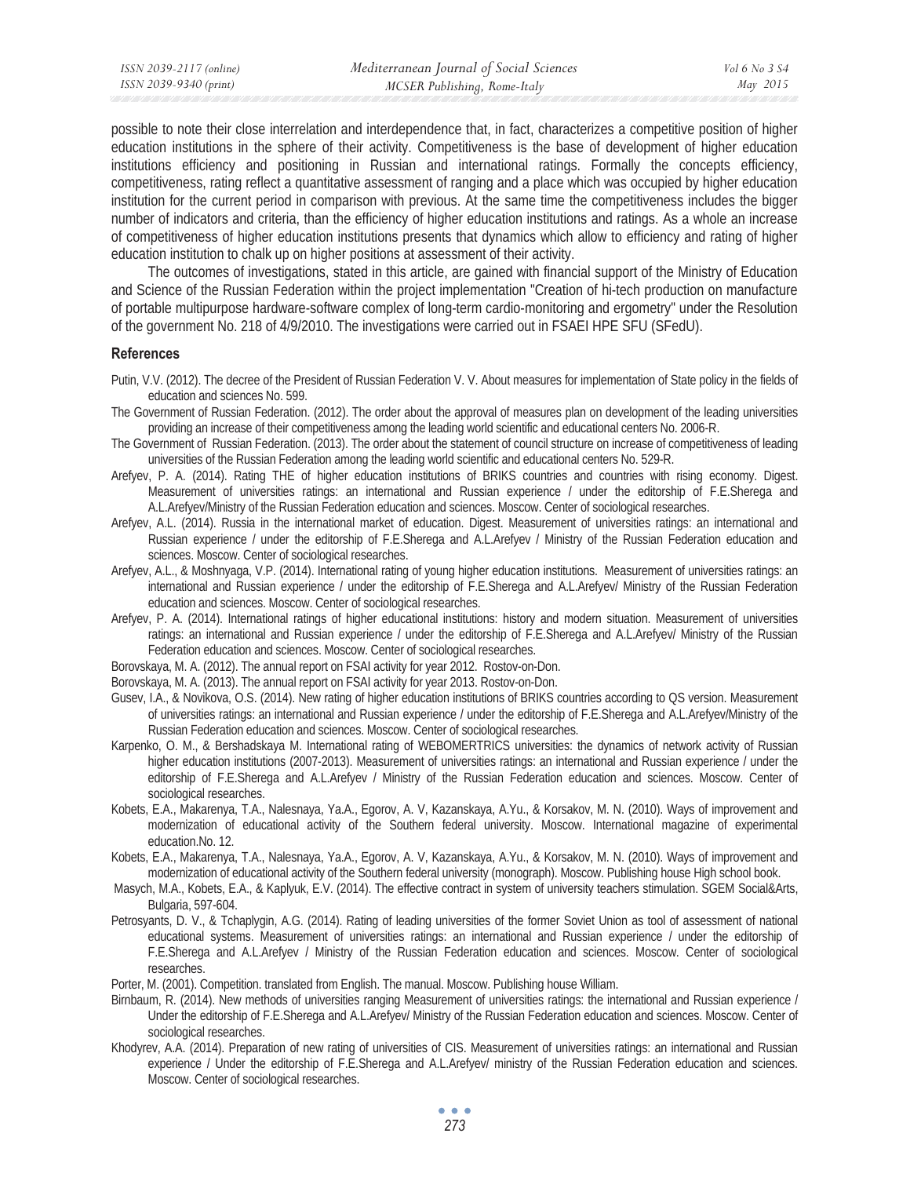possible to note their close interrelation and interdependence that, in fact, characterizes a competitive position of higher education institutions in the sphere of their activity. Competitiveness is the base of development of higher education institutions efficiency and positioning in Russian and international ratings. Formally the concepts efficiency, competitiveness, rating reflect a quantitative assessment of ranging and a place which was occupied by higher education institution for the current period in comparison with previous. At the same time the competitiveness includes the bigger number of indicators and criteria, than the efficiency of higher education institutions and ratings. As a whole an increase of competitiveness of higher education institutions presents that dynamics which allow to efficiency and rating of higher education institution to chalk up on higher positions at assessment of their activity.

The outcomes of investigations, stated in this article, are gained with financial support of the Ministry of Education and Science of the Russian Federation within the project implementation "Creation of hi-tech production on manufacture of portable multipurpose hardware-software complex of long-term cardio-monitoring and ergometry" under the Resolution of the government No. 218 of 4/9/2010. The investigations were carried out in FSAEI HPE SFU (SFedU).

## References

Putin, V.V. (2012). The decree of the President of Russian Federation V. V. About measures for implementation of State policy in the fields of education and sciences No. 599.

The Government of Russian Federation. (2012). The order about the approval of measures plan on development of the leading universities providing an increase of their competitiveness among the leading world scientific and educational centers No. 2006-R.

The Government of Russian Federation. (2013). The order about the statement of council structure on increase of competitiveness of leading universities of the Russian Federation among the leading world scientific and educational centers No. 529-R.

Arefyev, P. A. (2014). Rating THE of higher education institutions of BRIKS countries and countries with rising economy. Digest. Measurement of universities ratings: an international and Russian experience / under the editorship of F.E.Sherega and A.L.Arefyev/Ministry of the Russian Federation education and sciences. Moscow. Center of sociological researches.

Arefyev, A.L. (2014). Russia in the international market of education. Digest. Measurement of universities ratings: an international and Russian experience / under the editorship of F.E.Sherega and A.L.Arefyev / Ministry of the Russian Federation education and sciences. Moscow. Center of sociological researches.

Arefyev, A.L., & Moshnyaga, V.P. (2014). International rating of young higher education institutions. Measurement of universities ratings: an international and Russian experience / under the editorship of F.E.Sherega and A.L.Arefyev/ Ministry of the Russian Federation education and sciences. Moscow. Center of sociological researches.

Arefyev, P. A. (2014). International ratings of higher educational institutions: history and modern situation. Measurement of universities ratings: an international and Russian experience / under the editorship of F.E.Sherega and A.L.Arefyev/ Ministry of the Russian Federation education and sciences. Moscow. Center of sociological researches.

Borovskaya, M. A. (2012). The annual report on FSAI activity for year 2012. Rostov-on-Don.

Borovskaya, M. A. (2013). The annual report on FSAI activity for year 2013. Rostov-on-Don.

Gusev, I.A., & Novikova, O.S. (2014). New rating of higher education institutions of BRIKS countries according to QS version. Measurement of universities ratings: an international and Russian experience / under the editorship of F.E.Sherega and A.L.Arefyev/Ministry of the Russian Federation education and sciences. Moscow. Center of sociological researches.

Karpenko, O. M., & Bershadskaya M. International rating of WEBOMERTRICS universities: the dynamics of network activity of Russian higher education institutions (2007-2013). Measurement of universities ratings: an international and Russian experience / under the editorship of F.E.Sherega and A.L.Arefyev / Ministry of the Russian Federation education and sciences. Moscow. Center of sociological researches.

Kobets, E.A., Makarenya, T.A., Nalesnaya, Ya.A., Egorov, A. V, Kazanskaya, A.Yu., & Korsakov, M. N. (2010). Ways of improvement and modernization of educational activity of the Southern federal university. Moscow. International magazine of experimental education.No. 12.

Kobets, E.A., Makarenya, T.A., Nalesnaya, Ya.A., Egorov, A. V, Kazanskaya, A.Yu., & Korsakov, M. N. (2010). Ways of improvement and modernization of educational activity of the Southern federal university (monograph). Moscow. Publishing house High school book.

Masych, M.A., Kobets, E.A., & Kaplyuk, E.V. (2014). The effective contract in system of university teachers stimulation. SGEM Social&Arts, Bulgaria, 597-604.

Petrosyants, D. V., & Tchaplygin, A.G. (2014). Rating of leading universities of the former Soviet Union as tool of assessment of national educational systems. Measurement of universities ratings: an international and Russian experience / under the editorship of F.E.Sherega and A.L.Arefyev / Ministry of the Russian Federation education and sciences. Moscow. Center of sociological researches.

Porter, M. (2001). Competition. translated from English. The manual. Moscow. Publishing house William.

Birnbaum, R. (2014). New methods of universities ranging Measurement of universities ratings: the international and Russian experience / Under the editorship of F.E.Sherega and A.L.Arefyev/ Ministry of the Russian Federation education and sciences. Moscow. Center of sociological researches.

Khodyrev, A.A. (2014). Preparation of new rating of universities of CIS. Measurement of universities ratings: an international and Russian experience / Under the editorship of F.E.Sherega and A.L.Arefyev/ ministry of the Russian Federation education and sciences. Moscow. Center of sociological researches.